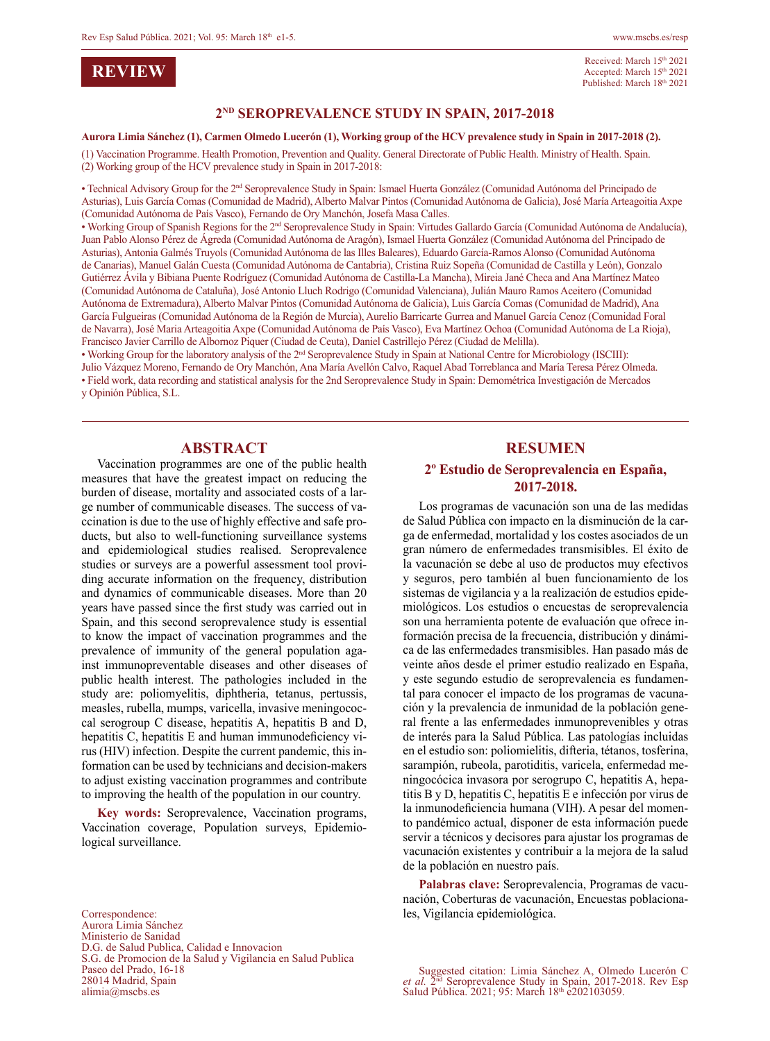REVIEW

Received: March 15th 2021
Accepted: March 15th 2021
Published: March 18th 2021

# 2ND SEROPREVALENCE STUDY IN SPAIN, 2017-2018

**Aurora Limia Sánchez (1), Carmen Olmedo Lucerón (1), Working group of the HCV prevalence study in Spain in 2017-2018 (2).**

(1) Vaccination Programme. Health Promotion, Prevention and Quality. General Directorate of Public Health. Ministry of Health. Spain.
(2) Working group of the HCV prevalence study in Spain in 2017-2018:

- Technical Advisory Group for the 2nd Seroprevalence Study in Spain: Ismael Huerta González (Comunidad Autónoma del Principado de Asturias), Luis García Comas (Comunidad de Madrid), Alberto Malvar Pintos (Comunidad Autónoma de Galicia), José María Arteagoitia Axpe (Comunidad Autónoma de País Vasco), Fernando de Ory Manchón, Josefa Masa Calles.
- Working Group of Spanish Regions for the 2nd Seroprevalence Study in Spain: Virtudes Gallardo García (Comunidad Autónoma de Andalucía), Juan Pablo Alonso Pérez de Ágreda (Comunidad Autónoma de Aragón), Ismael Huerta González (Comunidad Autónoma del Principado de Asturias), Antonia Galmés Truyols (Comunidad Autónoma de las Illes Baleares), Eduardo García-Ramos Alonso (Comunidad Autónoma de Canarias), Manuel Galán Cuesta (Comunidad Autónoma de Cantabria), Cristina Ruiz Sopeña (Comunidad de Castilla y León), Gonzalo Gutiérrez Ávila y Bibiana Puente Rodríguez (Comunidad Autónoma de Castilla-La Mancha), Mireia Jané Checa and Ana Martínez Mateo (Comunidad Autónoma de Cataluña), José Antonio Lluch Rodrigo (Comunidad Valenciana), Julián Mauro Ramos Aceitero (Comunidad Autónoma de Extremadura), Alberto Malvar Pintos (Comunidad Autónoma de Galicia), Luis García Comas (Comunidad de Madrid), Ana García Fulgueiras (Comunidad Autónoma de la Región de Murcia), Aurelio Barricarte Gurrea and Manuel García Cenoz (Comunidad Foral de Navarra), José Maria Arteagoitia Axpe (Comunidad Autónoma de País Vasco), Eva Martínez Ochoa (Comunidad Autónoma de La Rioja), Francisco Javier Carrillo de Albornoz Piquer (Ciudad de Ceuta), Daniel Castrillejo Pérez (Ciudad de Melilla).
- Working Group for the laboratory analysis of the 2nd Seroprevalence Study in Spain at National Centre for Microbiology (ISCIII): Julio Vázquez Moreno, Fernando de Ory Manchón, Ana María Avellón Calvo, Raquel Abad Torreblanca and María Teresa Pérez Olmeda.
- Field work, data recording and statistical analysis for the 2nd Seroprevalence Study in Spain: Demométrica Investigación de Mercados y Opinión Pública, S.L.

## ABSTRACT

Vaccination programmes are one of the public health measures that have the greatest impact on reducing the burden of disease, mortality and associated costs of a large number of communicable diseases. The success of vaccination is due to the use of highly effective and safe products, but also to well-functioning surveillance systems and epidemiological studies realised. Seroprevalence studies or surveys are a powerful assessment tool providing accurate information on the frequency, distribution and dynamics of communicable diseases. More than 20 years have passed since the first study was carried out in Spain, and this second seroprevalence study is essential to know the impact of vaccination programmes and the prevalence of immunity of the general population against immunopreventable diseases and other diseases of public health interest. The pathologies included in the study are: poliomyelitis, diphtheria, tetanus, pertussis, measles, rubella, mumps, varicella, invasive meningococcal serogroup C disease, hepatitis A, hepatitis B and D, hepatitis C, hepatitis E and human immunodeficiency virus (HIV) infection. Despite the current pandemic, this information can be used by technicians and decision-makers to adjust existing vaccination programmes and contribute to improving the health of the population in our country.

**Key words:** Seroprevalence, Vaccination programs, Vaccination coverage, Population surveys, Epidemiological surveillance.

Correspondence:
Aurora Limia Sánchez
Ministerio de Sanidad
D.G. de Salud Publica, Calidad e Innovacion
S.G. de Promocion de la Salud y Vigilancia en Salud Publica
Paseo del Prado, 16-18
28014 Madrid, Spain
alimia@mscbs.es

## RESUMEN

### 2º Estudio de Seroprevalencia en España, 2017-2018.

Los programas de vacunación son una de las medidas de Salud Pública con impacto en la disminución de la carga de enfermedad, mortalidad y los costes asociados de un gran número de enfermedades transmisibles. El éxito de la vacunación se debe al uso de productos muy efectivos y seguros, pero también al buen funcionamiento de los sistemas de vigilancia y a la realización de estudios epidemiológicos. Los estudios o encuestas de seroprevalencia son una herramienta potente de evaluación que ofrece información precisa de la frecuencia, distribución y dinámica de las enfermedades transmisibles. Han pasado más de veinte años desde el primer estudio realizado en España, y este segundo estudio de seroprevalencia es fundamental para conocer el impacto de los programas de vacunación y la prevalencia de inmunidad de la población general frente a las enfermedades inmunoprevenibles y otras de interés para la Salud Pública. Las patologías incluidas en el estudio son: poliomielitis, difteria, tétanos, tosferina, sarampión, rubeola, parotiditis, varicela, enfermedad meningocócica invasora por serogrupo C, hepatitis A, hepatitis B y D, hepatitis C, hepatitis E e infección por virus de la inmunodeficiencia humana (VIH). A pesar del momento pandémico actual, disponer de esta información puede servir a técnicos y decisores para ajustar los programas de vacunación existentes y contribuir a la mejora de la salud de la población en nuestro país.

**Palabras clave:** Seroprevalencia, Programas de vacunación, Coberturas de vacunación, Encuestas poblacionales, Vigilancia epidemiológica.

Suggested citation: Limia Sánchez A, Olmedo Lucerón C *et al.* 2nd Seroprevalence Study in Spain, 2017-2018. Rev Esp Salud Pública. 2021; 95: March 18th e202103059.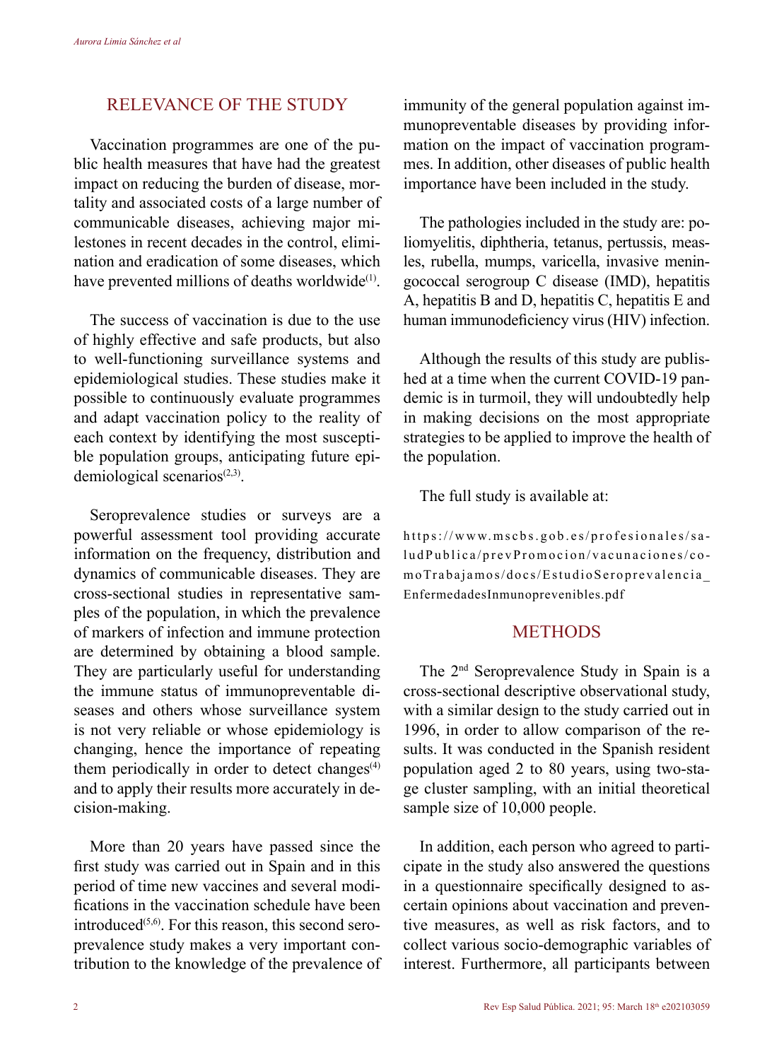## RELEVANCE OF THE STUDY

Vaccination programmes are one of the public health measures that have had the greatest impact on reducing the burden of disease, mortality and associated costs of a large number of communicable diseases, achieving major milestones in recent decades in the control, elimination and eradication of some diseases, which have prevented millions of deaths worldwide[1].

The success of vaccination is due to the use of highly effective and safe products, but also to well-functioning surveillance systems and epidemiological studies. These studies make it possible to continuously evaluate programmes and adapt vaccination policy to the reality of each context by identifying the most susceptible population groups, anticipating future epidemiological scenarios[2,3].

Seroprevalence studies or surveys are a powerful assessment tool providing accurate information on the frequency, distribution and dynamics of communicable diseases. They are cross-sectional studies in representative samples of the population, in which the prevalence of markers of infection and immune protection are determined by obtaining a blood sample. They are particularly useful for understanding the immune status of immunopreventable diseases and others whose surveillance system is not very reliable or whose epidemiology is changing, hence the importance of repeating them periodically in order to detect changes[4] and to apply their results more accurately in decision-making.

More than 20 years have passed since the first study was carried out in Spain and in this period of time new vaccines and several modifications in the vaccination schedule have been introduced[5,6]. For this reason, this second seroprevalence study makes a very important contribution to the knowledge of the prevalence of immunity of the general population against immunopreventable diseases by providing information on the impact of vaccination programmes. In addition, other diseases of public health importance have been included in the study.

The pathologies included in the study are: poliomyelitis, diphtheria, tetanus, pertussis, measles, rubella, mumps, varicella, invasive meningococcal serogroup C disease (IMD), hepatitis A, hepatitis B and D, hepatitis C, hepatitis E and human immunodeficiency virus (HIV) infection.

Although the results of this study are published at a time when the current COVID-19 pandemic is in turmoil, they will undoubtedly help in making decisions on the most appropriate strategies to be applied to improve the health of the population.

The full study is available at:

https://www.mscbs.gob.es/profesionales/saludPublica/prevPromocion/vacunaciones/comoTrabajamos/docs/EstudioSeroprevalencia_EnfermedadesInmunoprevenibles.pdf

## METHODS

The 2nd Seroprevalence Study in Spain is a cross-sectional descriptive observational study, with a similar design to the study carried out in 1996, in order to allow comparison of the results. It was conducted in the Spanish resident population aged 2 to 80 years, using two-stage cluster sampling, with an initial theoretical sample size of 10,000 people.

In addition, each person who agreed to participate in the study also answered the questions in a questionnaire specifically designed to ascertain opinions about vaccination and preventive measures, as well as risk factors, and to collect various socio-demographic variables of interest. Furthermore, all participants between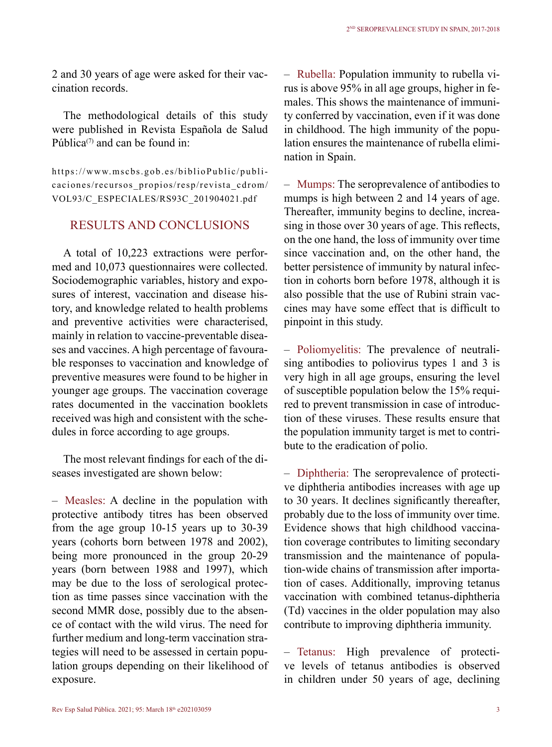2 and 30 years of age were asked for their vaccination records.

The methodological details of this study were published in Revista Española de Salud Pública[7] and can be found in:

https://www.mscbs.gob.es/biblioPublic/publicaciones/recursos_propios/resp/revista_cdrom/VOL93/C_ESPECIALES/RS93C_201904021.pdf

## RESULTS AND CONCLUSIONS

A total of 10,223 extractions were performed and 10,073 questionnaires were collected. Sociodemographic variables, history and exposures of interest, vaccination and disease history, and knowledge related to health problems and preventive activities were characterised, mainly in relation to vaccine-preventable diseases and vaccines. A high percentage of favourable responses to vaccination and knowledge of preventive measures were found to be higher in younger age groups. The vaccination coverage rates documented in the vaccination booklets received was high and consistent with the schedules in force according to age groups.

The most relevant findings for each of the diseases investigated are shown below:

– Measles: A decline in the population with protective antibody titres has been observed from the age group 10-15 years up to 30-39 years (cohorts born between 1978 and 2002), being more pronounced in the group 20-29 years (born between 1988 and 1997), which may be due to the loss of serological protection as time passes since vaccination with the second MMR dose, possibly due to the absence of contact with the wild virus. The need for further medium and long-term vaccination strategies will need to be assessed in certain population groups depending on their likelihood of exposure.

– Rubella: Population immunity to rubella virus is above 95% in all age groups, higher in females. This shows the maintenance of immunity conferred by vaccination, even if it was done in childhood. The high immunity of the population ensures the maintenance of rubella elimination in Spain.

– Mumps: The seroprevalence of antibodies to mumps is high between 2 and 14 years of age. Thereafter, immunity begins to decline, increasing in those over 30 years of age. This reflects, on the one hand, the loss of immunity over time since vaccination and, on the other hand, the better persistence of immunity by natural infection in cohorts born before 1978, although it is also possible that the use of Rubini strain vaccines may have some effect that is difficult to pinpoint in this study.

– Poliomyelitis: The prevalence of neutralising antibodies to poliovirus types 1 and 3 is very high in all age groups, ensuring the level of susceptible population below the 15% required to prevent transmission in case of introduction of these viruses. These results ensure that the population immunity target is met to contribute to the eradication of polio.

– Diphtheria: The seroprevalence of protective diphtheria antibodies increases with age up to 30 years. It declines significantly thereafter, probably due to the loss of immunity over time. Evidence shows that high childhood vaccination coverage contributes to limiting secondary transmission and the maintenance of population-wide chains of transmission after importation of cases. Additionally, improving tetanus vaccination with combined tetanus-diphtheria (Td) vaccines in the older population may also contribute to improving diphtheria immunity.

– Tetanus: High prevalence of protective levels of tetanus antibodies is observed in children under 50 years of age, declining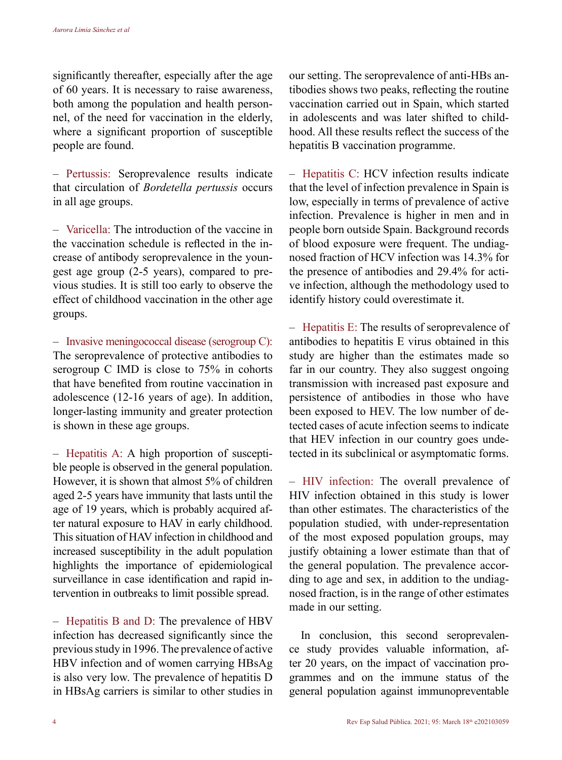significantly thereafter, especially after the age of 60 years. It is necessary to raise awareness, both among the population and health personnel, of the need for vaccination in the elderly, where a significant proportion of susceptible people are found.

– Pertussis: Seroprevalence results indicate that circulation of *Bordetella pertussis* occurs in all age groups.

– Varicella: The introduction of the vaccine in the vaccination schedule is reflected in the increase of antibody seroprevalence in the youngest age group (2-5 years), compared to previous studies. It is still too early to observe the effect of childhood vaccination in the other age groups.

– Invasive meningococcal disease (serogroup C): The seroprevalence of protective antibodies to serogroup C IMD is close to 75% in cohorts that have benefited from routine vaccination in adolescence (12-16 years of age). In addition, longer-lasting immunity and greater protection is shown in these age groups.

– Hepatitis A: A high proportion of susceptible people is observed in the general population. However, it is shown that almost 5% of children aged 2-5 years have immunity that lasts until the age of 19 years, which is probably acquired after natural exposure to HAV in early childhood. This situation of HAV infection in childhood and increased susceptibility in the adult population highlights the importance of epidemiological surveillance in case identification and rapid intervention in outbreaks to limit possible spread.

– Hepatitis B and D: The prevalence of HBV infection has decreased significantly since the previous study in 1996. The prevalence of active HBV infection and of women carrying HBsAg is also very low. The prevalence of hepatitis D in HBsAg carriers is similar to other studies in our setting. The seroprevalence of anti-HBs antibodies shows two peaks, reflecting the routine vaccination carried out in Spain, which started in adolescents and was later shifted to childhood. All these results reflect the success of the hepatitis B vaccination programme.

– Hepatitis C: HCV infection results indicate that the level of infection prevalence in Spain is low, especially in terms of prevalence of active infection. Prevalence is higher in men and in people born outside Spain. Background records of blood exposure were frequent. The undiagnosed fraction of HCV infection was 14.3% for the presence of antibodies and 29.4% for active infection, although the methodology used to identify history could overestimate it.

– Hepatitis E: The results of seroprevalence of antibodies to hepatitis E virus obtained in this study are higher than the estimates made so far in our country. They also suggest ongoing transmission with increased past exposure and persistence of antibodies in those who have been exposed to HEV. The low number of detected cases of acute infection seems to indicate that HEV infection in our country goes undetected in its subclinical or asymptomatic forms.

– HIV infection: The overall prevalence of HIV infection obtained in this study is lower than other estimates. The characteristics of the population studied, with under-representation of the most exposed population groups, may justify obtaining a lower estimate than that of the general population. The prevalence according to age and sex, in addition to the undiagnosed fraction, is in the range of other estimates made in our setting.

In conclusion, this second seroprevalence study provides valuable information, after 20 years, on the impact of vaccination programmes and on the immune status of the general population against immunopreventable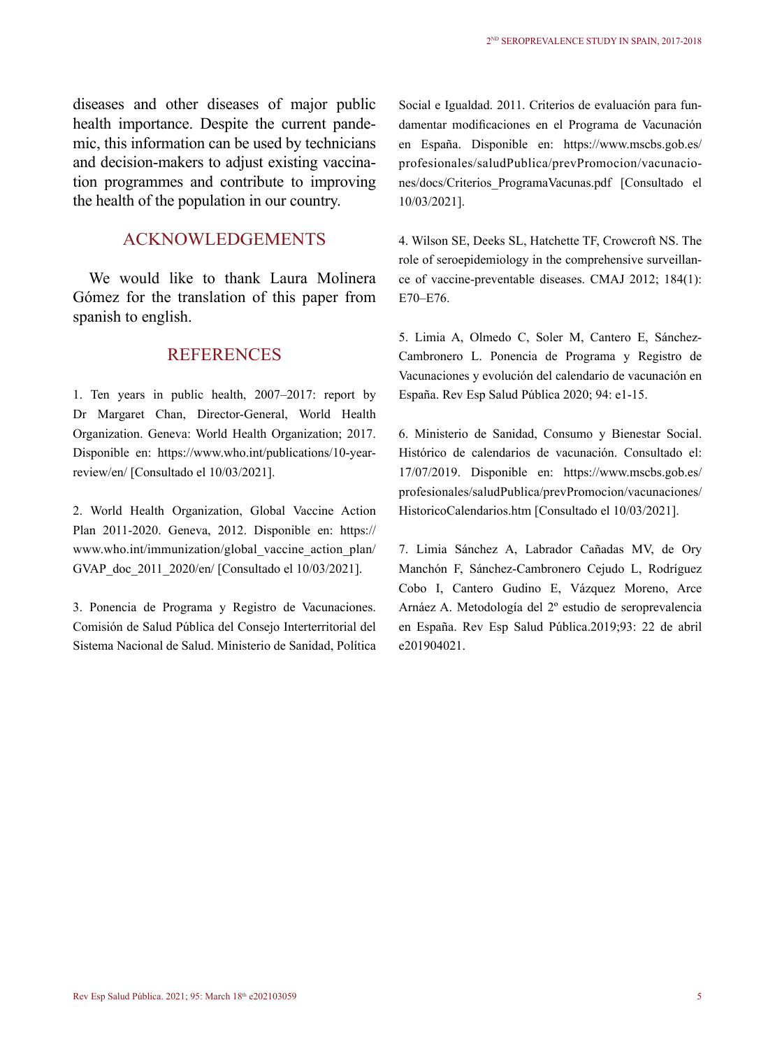diseases and other diseases of major public health importance. Despite the current pandemic, this information can be used by technicians and decision-makers to adjust existing vaccination programmes and contribute to improving the health of the population in our country.

## ACKNOWLEDGEMENTS

We would like to thank Laura Molinera Gómez for the translation of this paper from spanish to english.

## REFERENCES

1. Ten years in public health, 2007–2017: report by Dr Margaret Chan, Director-General, World Health Organization. Geneva: World Health Organization; 2017. Disponible en: https://www.who.int/publications/10-year-review/en/ [Consultado el 10/03/2021].

2. World Health Organization, Global Vaccine Action Plan 2011-2020. Geneva, 2012. Disponible en: https://www.who.int/immunization/global_vaccine_action_plan/GVAP_doc_2011_2020/en/ [Consultado el 10/03/2021].

3. Ponencia de Programa y Registro de Vacunaciones. Comisión de Salud Pública del Consejo Interterritorial del Sistema Nacional de Salud. Ministerio de Sanidad, Política Social e Igualdad. 2011. Criterios de evaluación para fundamentar modificaciones en el Programa de Vacunación en España. Disponible en: https://www.mscbs.gob.es/profesionales/saludPublica/prevPromocion/vacunaciones/docs/Criterios_ProgramaVacunas.pdf [Consultado el 10/03/2021].

4. Wilson SE, Deeks SL, Hatchette TF, Crowcroft NS. The role of seroepidemiology in the comprehensive surveillance of vaccine-preventable diseases. CMAJ 2012; 184(1): E70–E76.

5. Limia A, Olmedo C, Soler M, Cantero E, Sánchez-Cambronero L. Ponencia de Programa y Registro de Vacunaciones y evolución del calendario de vacunación en España. Rev Esp Salud Pública 2020; 94: e1-15.

6. Ministerio de Sanidad, Consumo y Bienestar Social. Histórico de calendarios de vacunación. Consultado el: 17/07/2019. Disponible en: https://www.mscbs.gob.es/profesionales/saludPublica/prevPromocion/vacunaciones/HistoricoCalendarios.htm [Consultado el 10/03/2021].

7. Limia Sánchez A, Labrador Cañadas MV, de Ory Manchón F, Sánchez-Cambronero Cejudo L, Rodríguez Cobo I, Cantero Gudino E, Vázquez Moreno, Arce Arnáez A. Metodología del 2º estudio de seroprevalencia en España. Rev Esp Salud Pública.2019;93: 22 de abril e201904021.